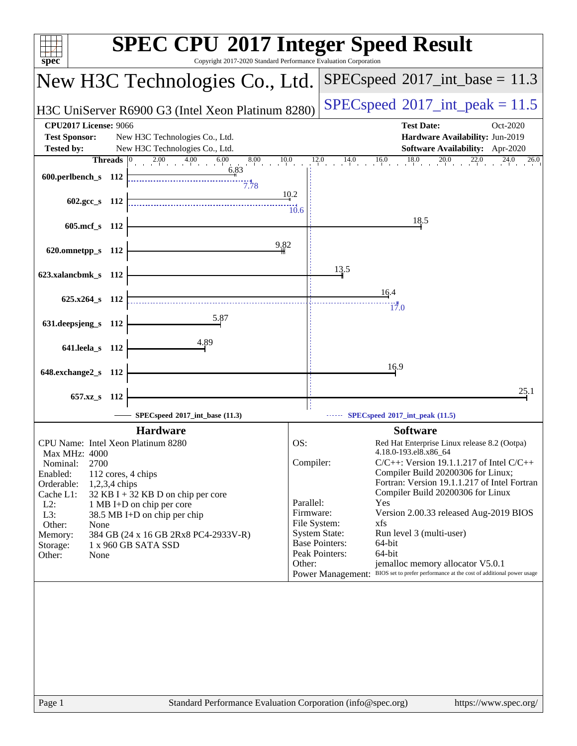# SPEC CPU 2017 Integer Speed Result

Copyright 2017-2020 Standard Performance Evaluation Corporation

## New H3C Technologies Co., Ltd.

H3C UniServer R6900 G3 (Intel Xeon Platinum 8280)

SPECspeed 2017_int_base = 11.3

SPECspeed 2017_int_peak = 11.5

| | | | |
|---|---|---|---|
| **CPU2017 License:** 9066 | | **Test Date:** | Oct-2020 |
| **Test Sponsor:** | New H3C Technologies Co., Ltd. | **Hardware Availability:** | Jun-2019 |
| **Tested by:** | New H3C Technologies Co., Ltd. | **Software Availability:** | Apr-2020 |

| Benchmark | Threads | Base | Peak |
|---|---|---|---|
| 600.perlbench_s | 112 | 6.83 | 7.78 |
| 602.gcc_s | 112 | 10.2 | 10.6 |
| 605.mcf_s | 112 | 18.5 | |
| 620.omnetpp_s | 112 | 9.82 | |
| 623.xalancbmk_s | 112 | 13.5 | |
| 625.x264_s | 112 | 16.4 | 17.0 |
| 631.deepsjeng_s | 112 | 5.87 | |
| 641.leela_s | 112 | 4.89 | |
| 648.exchange2_s | 112 | 16.9 | |
| 657.xz_s | 112 | 25.1 | |

SPECspeed 2017_int_base (11.3) — SPECspeed 2017_int_peak (11.5)

### Hardware

| | |
|---|---|
| CPU Name: | Intel Xeon Platinum 8280 |
| Max MHz: | 4000 |
| Nominal: | 2700 |
| Enabled: | 112 cores, 4 chips |
| Orderable: | 1,2,3,4 chips |
| Cache L1: | 32 KB I + 32 KB D on chip per core |
| L2: | 1 MB I+D on chip per core |
| L3: | 38.5 MB I+D on chip per chip |
| Other: | None |
| Memory: | 384 GB (24 x 16 GB 2Rx8 PC4-2933V-R) |
| Storage: | 1 x 960 GB SATA SSD |
| Other: | None |

### Software

| | |
|---|---|
| OS: | Red Hat Enterprise Linux release 8.2 (Ootpa) 4.18.0-193.el8.x86_64 |
| Compiler: | C/C++: Version 19.1.1.217 of Intel C/C++ Compiler Build 20200306 for Linux; Fortran: Version 19.1.1.217 of Intel Fortran Compiler Build 20200306 for Linux |
| Parallel: | Yes |
| Firmware: | Version 2.00.33 released Aug-2019 BIOS |
| File System: | xfs |
| System State: | Run level 3 (multi-user) |
| Base Pointers: | 64-bit |
| Peak Pointers: | 64-bit |
| Other: | jemalloc memory allocator V5.0.1 |
| Power Management: | BIOS set to prefer performance at the cost of additional power usage |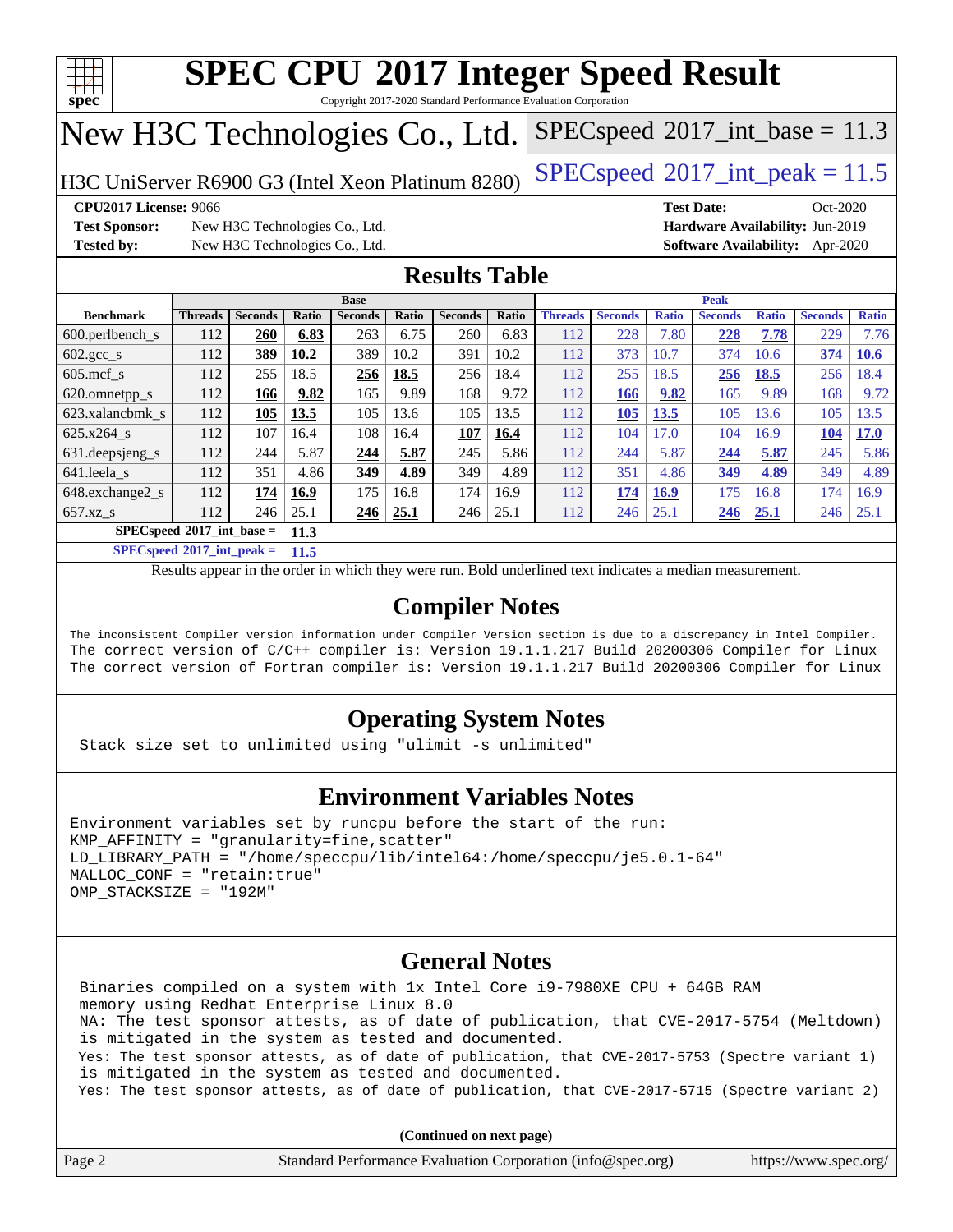# SPEC CPU 2017 Integer Speed Result

Copyright 2017-2020 Standard Performance Evaluation Corporation

## New H3C Technologies Co., Ltd.

H3C UniServer R6900 G3 (Intel Xeon Platinum 8280)

SPECspeed 2017_int_base = 11.3

SPECspeed 2017_int_peak = 11.5

**CPU2017 License:** 9066
**Test Sponsor:** New H3C Technologies Co., Ltd.
**Tested by:** New H3C Technologies Co., Ltd.

**Test Date:** Oct-2020
**Hardware Availability:** Jun-2019
**Software Availability:** Apr-2020

## Results Table

| Benchmark | Base | | | | | | | Peak | | | | | | |
|---|---|---|---|---|---|---|---|---|---|---|---|---|---|---|
| | Threads | Seconds | Ratio | Seconds | Ratio | Seconds | Ratio | Threads | Seconds | Ratio | Seconds | Ratio | Seconds | Ratio |
| 600.perlbench_s | 112 | **260** | **6.83** | 263 | 6.75 | 260 | 6.83 | 112 | 228 | 7.80 | **228** | **7.78** | 229 | 7.76 |
| 602.gcc_s | 112 | **389** | **10.2** | 389 | 10.2 | 391 | 10.2 | 112 | 373 | 10.7 | 374 | 10.6 | **374** | **10.6** |
| 605.mcf_s | 112 | 255 | 18.5 | **256** | **18.5** | 256 | 18.4 | 112 | 255 | 18.5 | **256** | **18.5** | 256 | 18.4 |
| 620.omnetpp_s | 112 | **166** | **9.82** | 165 | 9.89 | 168 | 9.72 | 112 | **166** | **9.82** | 165 | 9.89 | 168 | 9.72 |
| 623.xalancbmk_s | 112 | **105** | **13.5** | 105 | 13.6 | 105 | 13.5 | 112 | **105** | **13.5** | 105 | 13.6 | 105 | 13.5 |
| 625.x264_s | 112 | 107 | 16.4 | 108 | 16.4 | **107** | **16.4** | 112 | 104 | 17.0 | 104 | 16.9 | **104** | **17.0** |
| 631.deepsjeng_s | 112 | 244 | 5.87 | **244** | **5.87** | 245 | 5.86 | 112 | 244 | 5.87 | **244** | **5.87** | 245 | 5.86 |
| 641.leela_s | 112 | 351 | 4.86 | **349** | **4.89** | 349 | 4.89 | 112 | 351 | 4.86 | **349** | **4.89** | 349 | 4.89 |
| 648.exchange2_s | 112 | **174** | **16.9** | 175 | 16.8 | 174 | 16.9 | 112 | **174** | **16.9** | 175 | 16.8 | 174 | 16.9 |
| 657.xz_s | 112 | 246 | 25.1 | **246** | **25.1** | 246 | 25.1 | 112 | 246 | 25.1 | **246** | **25.1** | 246 | 25.1 |

**SPECspeed 2017_int_base = 11.3**

**SPECspeed 2017_int_peak = 11.5**

Results appear in the order in which they were run. Bold underlined text indicates a median measurement.

## Compiler Notes

```
The inconsistent Compiler version information under Compiler Version section is due to a discrepancy in Intel Compiler.
The correct version of C/C++ compiler is: Version 19.1.1.217 Build 20200306 Compiler for Linux
The correct version of Fortran compiler is: Version 19.1.1.217 Build 20200306 Compiler for Linux
```

## Operating System Notes

```
Stack size set to unlimited using "ulimit -s unlimited"
```

## Environment Variables Notes

```
Environment variables set by runcpu before the start of the run:
KMP_AFFINITY = "granularity=fine,scatter"
LD_LIBRARY_PATH = "/home/speccpu/lib/intel64:/home/speccpu/je5.0.1-64"
MALLOC_CONF = "retain:true"
OMP_STACKSIZE = "192M"
```

## General Notes

```
Binaries compiled on a system with 1x Intel Core i9-7980XE CPU + 64GB RAM
memory using Redhat Enterprise Linux 8.0
NA: The test sponsor attests, as of date of publication, that CVE-2017-5754 (Meltdown)
is mitigated in the system as tested and documented.
Yes: The test sponsor attests, as of date of publication, that CVE-2017-5753 (Spectre variant 1)
is mitigated in the system as tested and documented.
Yes: The test sponsor attests, as of date of publication, that CVE-2017-5715 (Spectre variant 2)
```

**(Continued on next page)**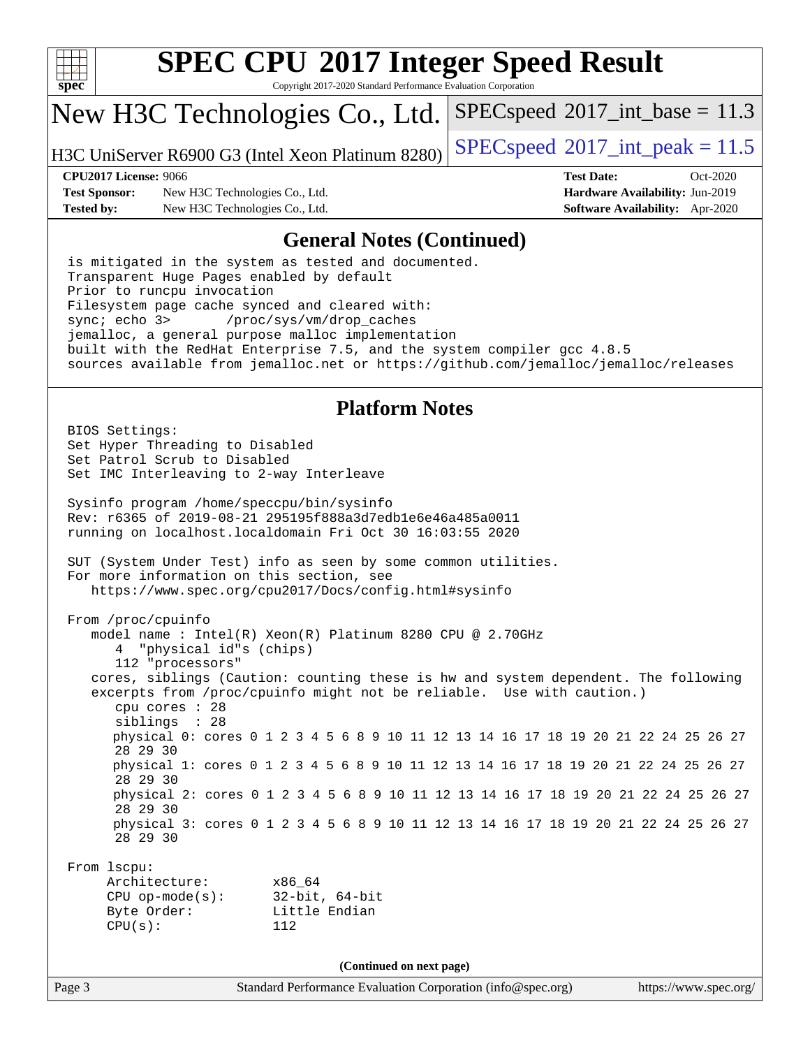## General Notes (Continued)

```
is mitigated in the system as tested and documented.
Transparent Huge Pages enabled by default
Prior to runcpu invocation
Filesystem page cache synced and cleared with:
sync; echo 3>       /proc/sys/vm/drop_caches
jemalloc, a general purpose malloc implementation
built with the RedHat Enterprise 7.5, and the system compiler gcc 4.8.5
sources available from jemalloc.net or https://github.com/jemalloc/jemalloc/releases
```

## Platform Notes

```
BIOS Settings:
Set Hyper Threading to Disabled
Set Patrol Scrub to Disabled
Set IMC Interleaving to 2-way Interleave

Sysinfo program /home/speccpu/bin/sysinfo
Rev: r6365 of 2019-08-21 295195f888a3d7edb1e6e46a485a0011
running on localhost.localdomain Fri Oct 30 16:03:55 2020

SUT (System Under Test) info as seen by some common utilities.
For more information on this section, see
   https://www.spec.org/cpu2017/Docs/config.html#sysinfo

From /proc/cpuinfo
   model name : Intel(R) Xeon(R) Platinum 8280 CPU @ 2.70GHz
      4  "physical id"s (chips)
      112 "processors"
   cores, siblings (Caution: counting these is hw and system dependent. The following
   excerpts from /proc/cpuinfo might not be reliable.  Use with caution.)
      cpu cores : 28
      siblings  : 28
      physical 0: cores 0 1 2 3 4 5 6 8 9 10 11 12 13 14 16 17 18 19 20 21 22 24 25 26 27
      28 29 30
      physical 1: cores 0 1 2 3 4 5 6 8 9 10 11 12 13 14 16 17 18 19 20 21 22 24 25 26 27
      28 29 30
      physical 2: cores 0 1 2 3 4 5 6 8 9 10 11 12 13 14 16 17 18 19 20 21 22 24 25 26 27
      28 29 30
      physical 3: cores 0 1 2 3 4 5 6 8 9 10 11 12 13 14 16 17 18 19 20 21 22 24 25 26 27
      28 29 30

From lscpu:
     Architecture:        x86_64
     CPU op-mode(s):      32-bit, 64-bit
     Byte Order:          Little Endian
     CPU(s):              112
```

(Continued on next page)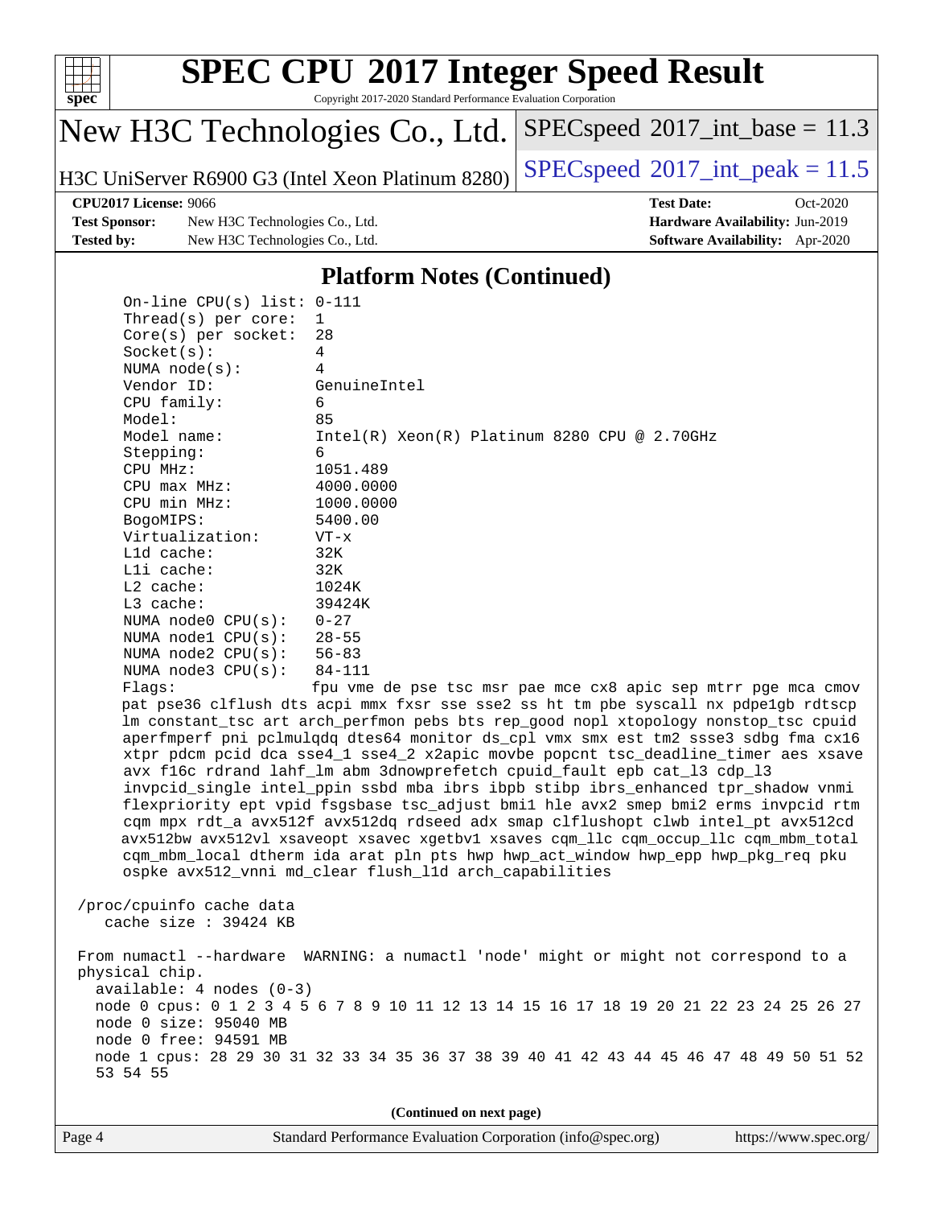## Platform Notes (Continued)

```
On-line CPU(s) list: 0-111
Thread(s) per core:  1
Core(s) per socket:  28
Socket(s):           4
NUMA node(s):        4
Vendor ID:           GenuineIntel
CPU family:          6
Model:               85
Model name:          Intel(R) Xeon(R) Platinum 8280 CPU @ 2.70GHz
Stepping:            6
CPU MHz:             1051.489
CPU max MHz:         4000.0000
CPU min MHz:         1000.0000
BogoMIPS:            5400.00
Virtualization:      VT-x
L1d cache:           32K
L1i cache:           32K
L2 cache:            1024K
L3 cache:            39424K
NUMA node0 CPU(s):   0-27
NUMA node1 CPU(s):   28-55
NUMA node2 CPU(s):   56-83
NUMA node3 CPU(s):   84-111
Flags:               fpu vme de pse tsc msr pae mce cx8 apic sep mtrr pge mca cmov
pat pse36 clflush dts acpi mmx fxsr sse sse2 ss ht tm pbe syscall nx pdpe1gb rdtscp
lm constant_tsc art arch_perfmon pebs bts rep_good nopl xtopology nonstop_tsc cpuid
aperfmperf pni pclmulqdq dtes64 monitor ds_cpl vmx smx est tm2 ssse3 sdbg fma cx16
xtpr pdcm pcid dca sse4_1 sse4_2 x2apic movbe popcnt tsc_deadline_timer aes xsave
avx f16c rdrand lahf_lm abm 3dnowprefetch cpuid_fault epb cat_l3 cdp_l3
invpcid_single intel_ppin ssbd mba ibrs ibpb stibp ibrs_enhanced tpr_shadow vnmi
flexpriority ept vpid fsgsbase tsc_adjust bmi1 hle avx2 smep bmi2 erms invpcid rtm
cqm mpx rdt_a avx512f avx512dq rdseed adx smap clflushopt clwb intel_pt avx512cd
avx512bw avx512vl xsaveopt xsavec xgetbv1 xsaves cqm_llc cqm_occup_llc cqm_mbm_total
cqm_mbm_local dtherm ida arat pln pts hwp hwp_act_window hwp_epp hwp_pkg_req pku
ospke avx512_vnni md_clear flush_l1d arch_capabilities

/proc/cpuinfo cache data
   cache size : 39424 KB

From numactl --hardware  WARNING: a numactl 'node' might or might not correspond to a
physical chip.
  available: 4 nodes (0-3)
  node 0 cpus: 0 1 2 3 4 5 6 7 8 9 10 11 12 13 14 15 16 17 18 19 20 21 22 23 24 25 26 27
  node 0 size: 95040 MB
  node 0 free: 94591 MB
  node 1 cpus: 28 29 30 31 32 33 34 35 36 37 38 39 40 41 42 43 44 45 46 47 48 49 50 51 52
  53 54 55
```

**(Continued on next page)**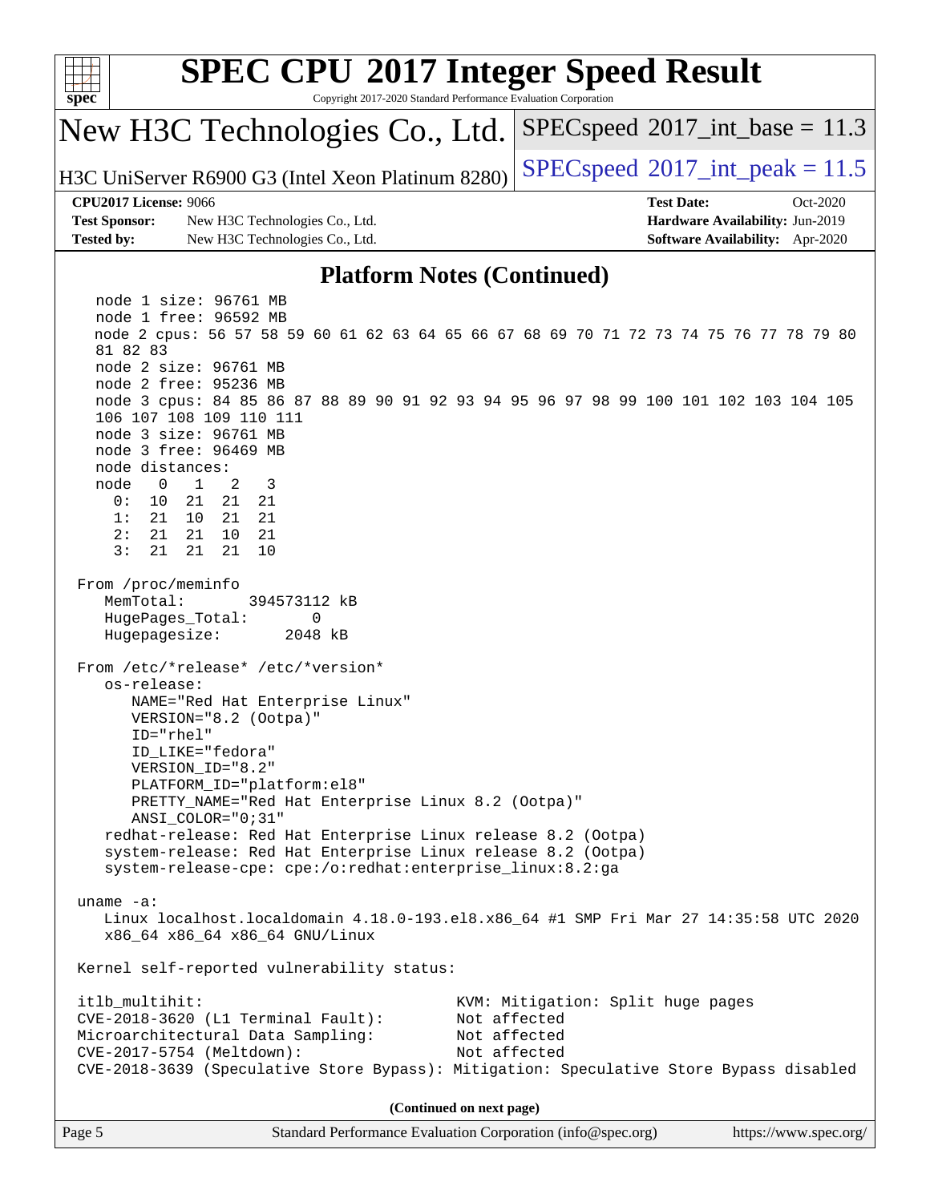# SPEC CPU 2017 Integer Speed Result

Copyright 2017-2020 Standard Performance Evaluation Corporation

**New H3C Technologies Co., Ltd.**

**H3C UniServer R6900 G3 (Intel Xeon Platinum 8280)**

SPECspeed 2017_int_base = 11.3

SPECspeed 2017_int_peak = 11.5

**CPU2017 License:** 9066
**Test Sponsor:** New H3C Technologies Co., Ltd.
**Tested by:** New H3C Technologies Co., Ltd.

**Test Date:** Oct-2020
**Hardware Availability:** Jun-2019
**Software Availability:** Apr-2020

## Platform Notes (Continued)

```
    node 1 size: 96761 MB
    node 1 free: 96592 MB
    node 2 cpus: 56 57 58 59 60 61 62 63 64 65 66 67 68 69 70 71 72 73 74 75 76 77 78 79 80
    81 82 83
    node 2 size: 96761 MB
    node 2 free: 95236 MB
    node 3 cpus: 84 85 86 87 88 89 90 91 92 93 94 95 96 97 98 99 100 101 102 103 104 105
    106 107 108 109 110 111
    node 3 size: 96761 MB
    node 3 free: 96469 MB
    node distances:
    node   0   1   2   3
      0:  10  21  21  21
      1:  21  10  21  21
      2:  21  21  10  21
      3:  21  21  21  10

 From /proc/meminfo
    MemTotal:       394573112 kB
    HugePages_Total:       0
    Hugepagesize:       2048 kB

 From /etc/*release* /etc/*version*
    os-release:
       NAME="Red Hat Enterprise Linux"
       VERSION="8.2 (Ootpa)"
       ID="rhel"
       ID_LIKE="fedora"
       VERSION_ID="8.2"
       PLATFORM_ID="platform:el8"
       PRETTY_NAME="Red Hat Enterprise Linux 8.2 (Ootpa)"
       ANSI_COLOR="0;31"
    redhat-release: Red Hat Enterprise Linux release 8.2 (Ootpa)
    system-release: Red Hat Enterprise Linux release 8.2 (Ootpa)
    system-release-cpe: cpe:/o:redhat:enterprise_linux:8.2:ga

 uname -a:
    Linux localhost.localdomain 4.18.0-193.el8.x86_64 #1 SMP Fri Mar 27 14:35:58 UTC 2020
    x86_64 x86_64 x86_64 GNU/Linux

 Kernel self-reported vulnerability status:

 itlb_multihit:                                   KVM: Mitigation: Split huge pages
 CVE-2018-3620 (L1 Terminal Fault):               Not affected
 Microarchitectural Data Sampling:                Not affected
 CVE-2017-5754 (Meltdown):                        Not affected
 CVE-2018-3639 (Speculative Store Bypass): Mitigation: Speculative Store Bypass disabled
```

**(Continued on next page)**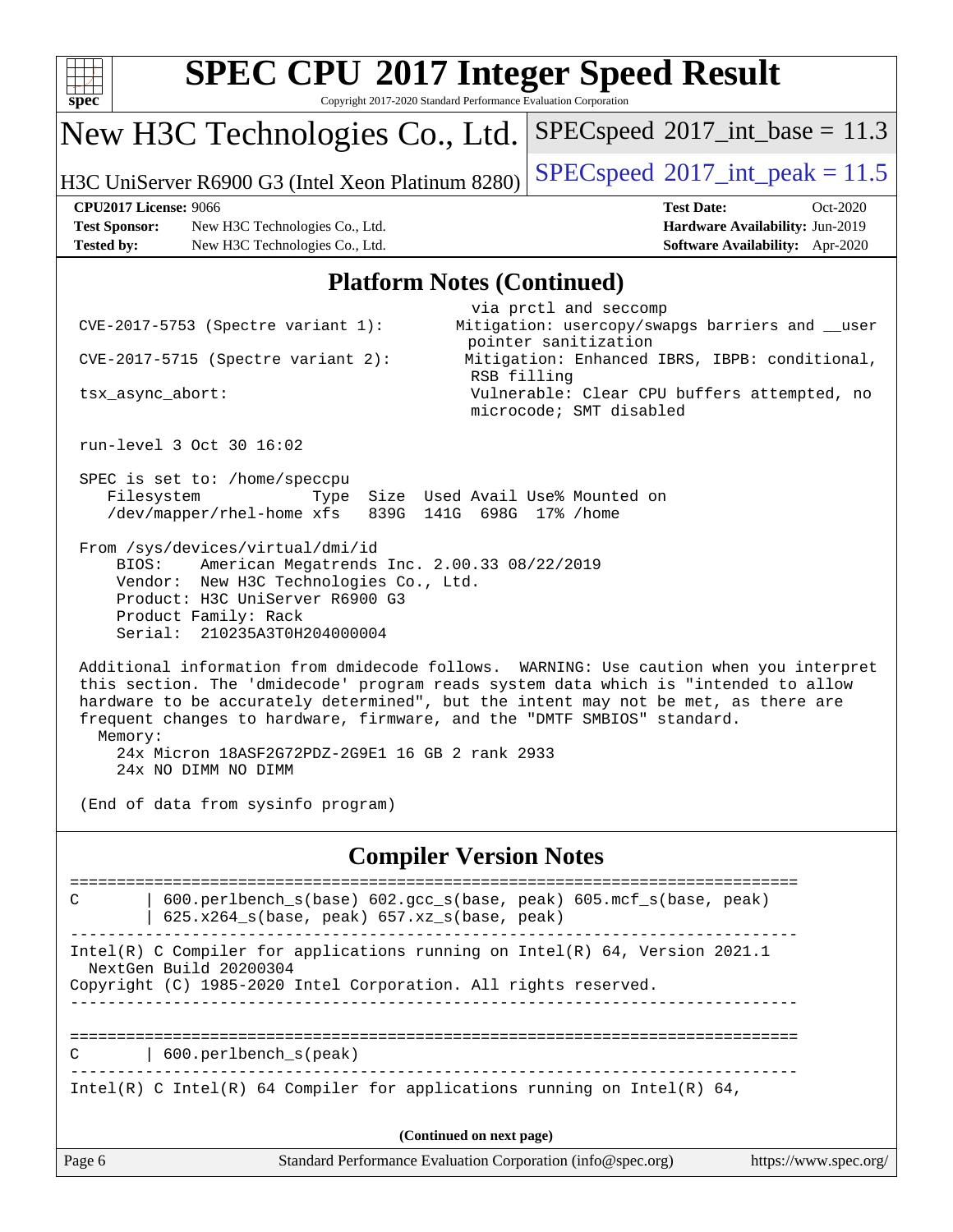## Platform Notes (Continued)

```
                                            via prctl and seccomp
 CVE-2017-5753 (Spectre variant 1):        Mitigation: usercopy/swapgs barriers and __user
                                            pointer sanitization
 CVE-2017-5715 (Spectre variant 2):        Mitigation: Enhanced IBRS, IBPB: conditional,
                                            RSB filling
 tsx_async_abort:                          Vulnerable: Clear CPU buffers attempted, no
                                            microcode; SMT disabled

 run-level 3 Oct 30 16:02

 SPEC is set to: /home/speccpu
    Filesystem             Type  Size  Used Avail Use% Mounted on
    /dev/mapper/rhel-home xfs   839G  141G  698G  17% /home

 From /sys/devices/virtual/dmi/id
     BIOS:    American Megatrends Inc. 2.00.33 08/22/2019
     Vendor:  New H3C Technologies Co., Ltd.
     Product: H3C UniServer R6900 G3
     Product Family: Rack
     Serial:  210235A3T0H204000004

 Additional information from dmidecode follows.  WARNING: Use caution when you interpret
 this section. The 'dmidecode' program reads system data which is "intended to allow
 hardware to be accurately determined", but the intent may not be met, as there are
 frequent changes to hardware, firmware, and the "DMTF SMBIOS" standard.
   Memory:
     24x Micron 18ASF2G72PDZ-2G9E1 16 GB 2 rank 2933
     24x NO DIMM NO DIMM

 (End of data from sysinfo program)
```

## Compiler Version Notes

```
==============================================================================
C       | 600.perlbench_s(base) 602.gcc_s(base, peak) 605.mcf_s(base, peak)
        | 625.x264_s(base, peak) 657.xz_s(base, peak)
------------------------------------------------------------------------------
Intel(R) C Compiler for applications running on Intel(R) 64, Version 2021.1
  NextGen Build 20200304
Copyright (C) 1985-2020 Intel Corporation. All rights reserved.
------------------------------------------------------------------------------

==============================================================================
C       | 600.perlbench_s(peak)
------------------------------------------------------------------------------
Intel(R) C Intel(R) 64 Compiler for applications running on Intel(R) 64,
```

(Continued on next page)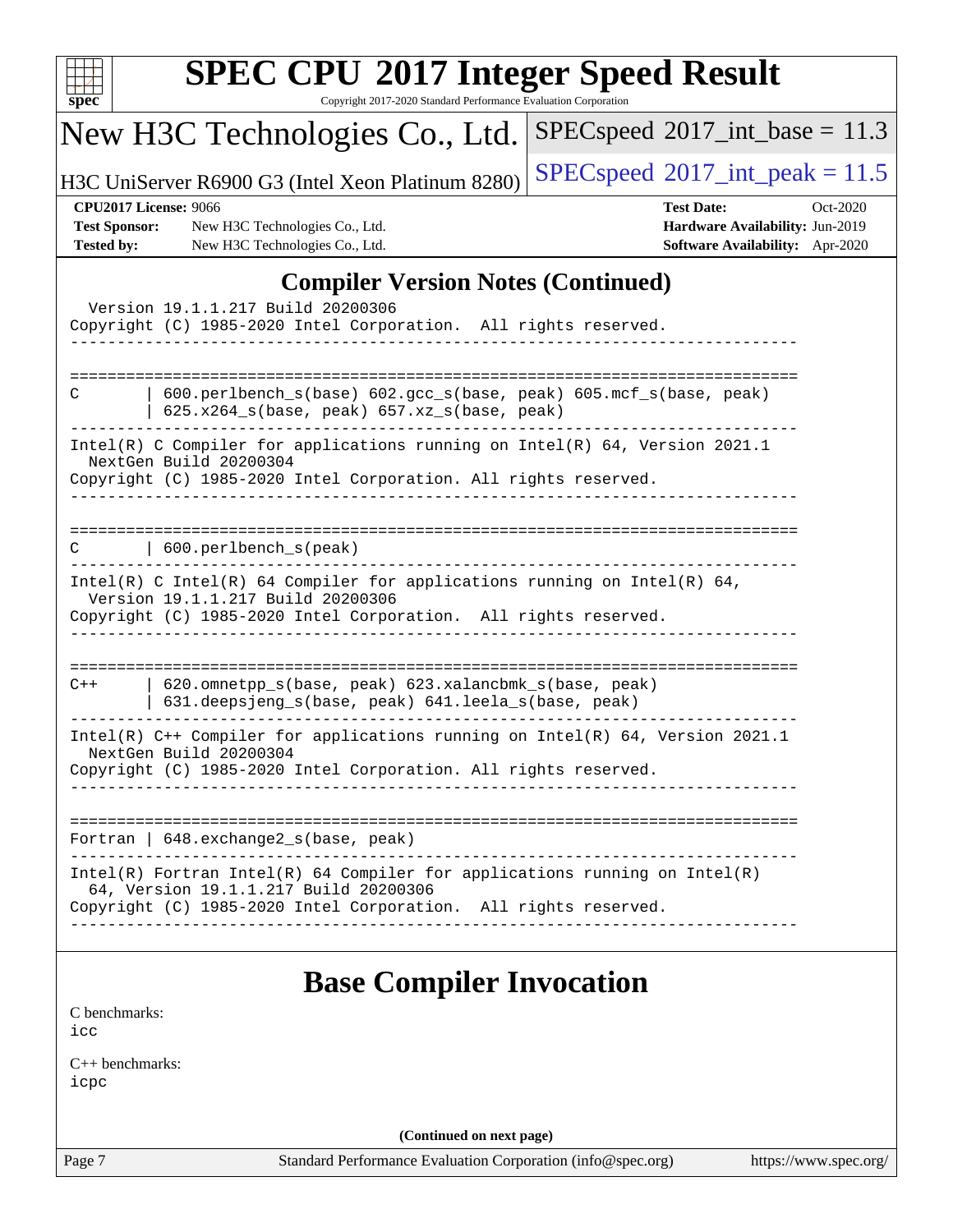## Compiler Version Notes (Continued)

```
  Version 19.1.1.217 Build 20200306
Copyright (C) 1985-2020 Intel Corporation.  All rights reserved.
------------------------------------------------------------------------------

==============================================================================
C       | 600.perlbench_s(base) 602.gcc_s(base, peak) 605.mcf_s(base, peak)
        | 625.x264_s(base, peak) 657.xz_s(base, peak)
------------------------------------------------------------------------------
Intel(R) C Compiler for applications running on Intel(R) 64, Version 2021.1
  NextGen Build 20200304
Copyright (C) 1985-2020 Intel Corporation. All rights reserved.
------------------------------------------------------------------------------

==============================================================================
C       | 600.perlbench_s(peak)
------------------------------------------------------------------------------
Intel(R) C Intel(R) 64 Compiler for applications running on Intel(R) 64,
  Version 19.1.1.217 Build 20200306
Copyright (C) 1985-2020 Intel Corporation.  All rights reserved.
------------------------------------------------------------------------------

==============================================================================
C++     | 620.omnetpp_s(base, peak) 623.xalancbmk_s(base, peak)
        | 631.deepsjeng_s(base, peak) 641.leela_s(base, peak)
------------------------------------------------------------------------------
Intel(R) C++ Compiler for applications running on Intel(R) 64, Version 2021.1
  NextGen Build 20200304
Copyright (C) 1985-2020 Intel Corporation. All rights reserved.
------------------------------------------------------------------------------

==============================================================================
Fortran | 648.exchange2_s(base, peak)
------------------------------------------------------------------------------
Intel(R) Fortran Intel(R) 64 Compiler for applications running on Intel(R)
  64, Version 19.1.1.217 Build 20200306
Copyright (C) 1985-2020 Intel Corporation.  All rights reserved.
------------------------------------------------------------------------------
```

## Base Compiler Invocation

C benchmarks:
icc

C++ benchmarks:
icpc

**(Continued on next page)**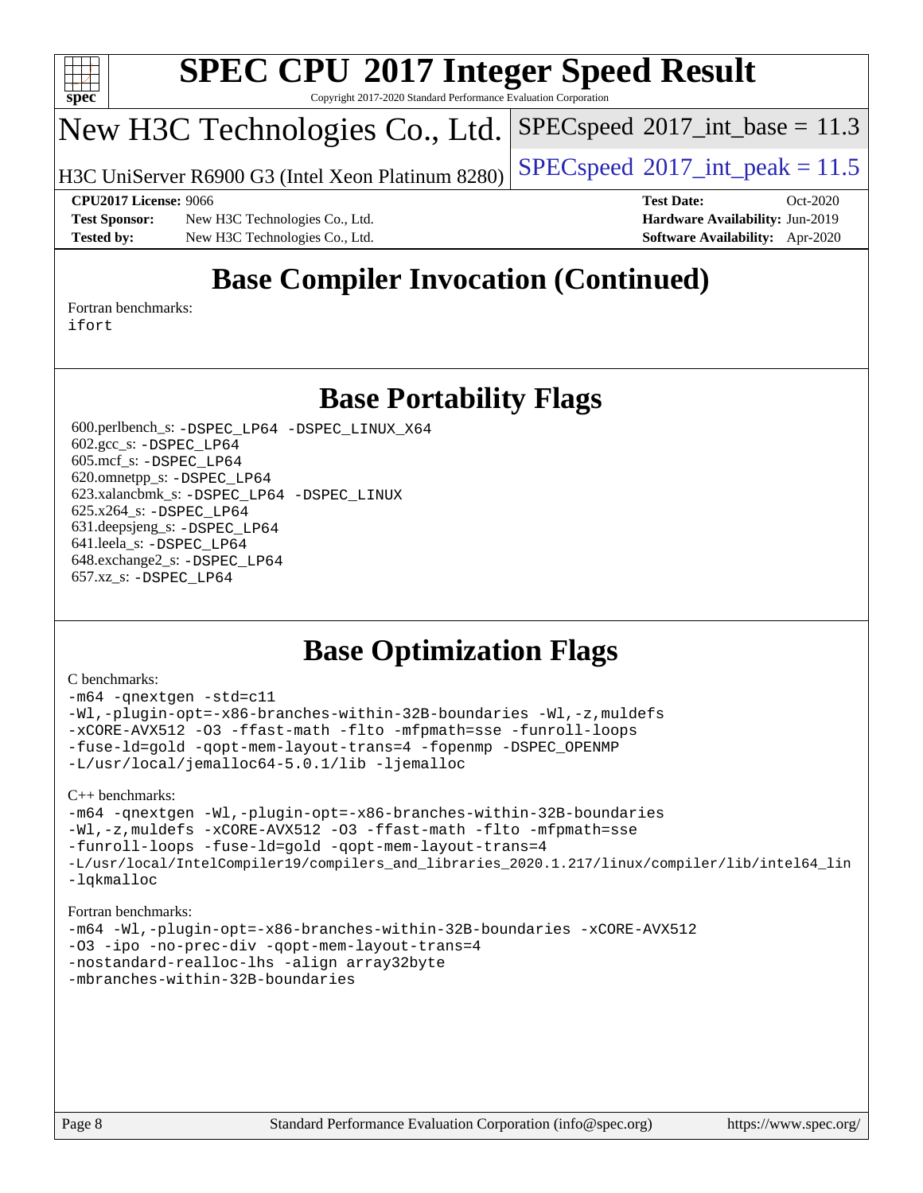# SPEC CPU 2017 Integer Speed Result

Copyright 2017-2020 Standard Performance Evaluation Corporation

## New H3C Technologies Co., Ltd.

H3C UniServer R6900 G3 (Intel Xeon Platinum 8280)

SPECspeed 2017_int_base = 11.3

SPECspeed 2017_int_peak = 11.5

**CPU2017 License:** 9066
**Test Sponsor:** New H3C Technologies Co., Ltd.
**Tested by:** New H3C Technologies Co., Ltd.

**Test Date:** Oct-2020
**Hardware Availability:** Jun-2019
**Software Availability:** Apr-2020

## Base Compiler Invocation (Continued)

Fortran benchmarks:
ifort

## Base Portability Flags

600.perlbench_s: -DSPEC_LP64 -DSPEC_LINUX_X64
602.gcc_s: -DSPEC_LP64
605.mcf_s: -DSPEC_LP64
620.omnetpp_s: -DSPEC_LP64
623.xalancbmk_s: -DSPEC_LP64 -DSPEC_LINUX
625.x264_s: -DSPEC_LP64
631.deepsjeng_s: -DSPEC_LP64
641.leela_s: -DSPEC_LP64
648.exchange2_s: -DSPEC_LP64
657.xz_s: -DSPEC_LP64

## Base Optimization Flags

C benchmarks:

```
-m64 -qnextgen -std=c11
-Wl,-plugin-opt=-x86-branches-within-32B-boundaries -Wl,-z,muldefs
-xCORE-AVX512 -O3 -ffast-math -flto -mfpmath=sse -funroll-loops
-fuse-ld=gold -qopt-mem-layout-trans=4 -fopenmp -DSPEC_OPENMP
-L/usr/local/jemalloc64-5.0.1/lib -ljemalloc
```

C++ benchmarks:

```
-m64 -qnextgen -Wl,-plugin-opt=-x86-branches-within-32B-boundaries
-Wl,-z,muldefs -xCORE-AVX512 -O3 -ffast-math -flto -mfpmath=sse
-funroll-loops -fuse-ld=gold -qopt-mem-layout-trans=4
-L/usr/local/IntelCompiler19/compilers_and_libraries_2020.1.217/linux/compiler/lib/intel64_lin
-lqkmalloc
```

Fortran benchmarks:

```
-m64 -Wl,-plugin-opt=-x86-branches-within-32B-boundaries -xCORE-AVX512
-O3 -ipo -no-prec-div -qopt-mem-layout-trans=4
-nostandard-realloc-lhs -align array32byte
-mbranches-within-32B-boundaries
```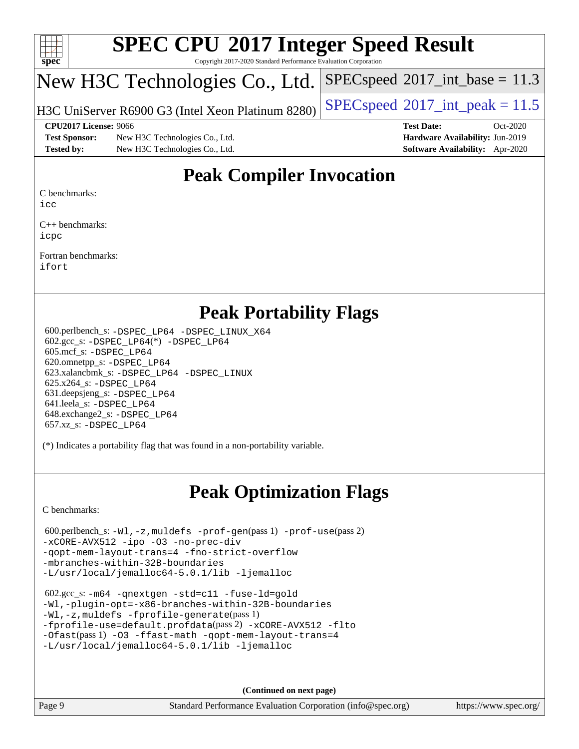# SPEC CPU 2017 Integer Speed Result

Copyright 2017-2020 Standard Performance Evaluation Corporation

## New H3C Technologies Co., Ltd.

H3C UniServer R6900 G3 (Intel Xeon Platinum 8280)

SPECspeed 2017_int_base = 11.3

SPECspeed 2017_int_peak = 11.5

| | | | |
|---|---|---|---|
| **CPU2017 License:** | 9066 | **Test Date:** | Oct-2020 |
| **Test Sponsor:** | New H3C Technologies Co., Ltd. | **Hardware Availability:** | Jun-2019 |
| **Tested by:** | New H3C Technologies Co., Ltd. | **Software Availability:** | Apr-2020 |

## Peak Compiler Invocation

C benchmarks:
icc

C++ benchmarks:
icpc

Fortran benchmarks:
ifort

## Peak Portability Flags

600.perlbench_s: -DSPEC_LP64 -DSPEC_LINUX_X64
602.gcc_s: -DSPEC_LP64(*) -DSPEC_LP64
605.mcf_s: -DSPEC_LP64
620.omnetpp_s: -DSPEC_LP64
623.xalancbmk_s: -DSPEC_LP64 -DSPEC_LINUX
625.x264_s: -DSPEC_LP64
631.deepsjeng_s: -DSPEC_LP64
641.leela_s: -DSPEC_LP64
648.exchange2_s: -DSPEC_LP64
657.xz_s: -DSPEC_LP64

(*) Indicates a portability flag that was found in a non-portability variable.

## Peak Optimization Flags

C benchmarks:

600.perlbench_s: -Wl,-z,muldefs -prof-gen(pass 1) -prof-use(pass 2) -xCORE-AVX512 -ipo -O3 -no-prec-div -qopt-mem-layout-trans=4 -fno-strict-overflow -mbranches-within-32B-boundaries -L/usr/local/jemalloc64-5.0.1/lib -ljemalloc

602.gcc_s: -m64 -qnextgen -std=c11 -fuse-ld=gold -Wl,-plugin-opt=-x86-branches-within-32B-boundaries -Wl,-z,muldefs -fprofile-generate(pass 1) -fprofile-use=default.profdata(pass 2) -xCORE-AVX512 -flto -Ofast(pass 1) -O3 -ffast-math -qopt-mem-layout-trans=4 -L/usr/local/jemalloc64-5.0.1/lib -ljemalloc

**(Continued on next page)**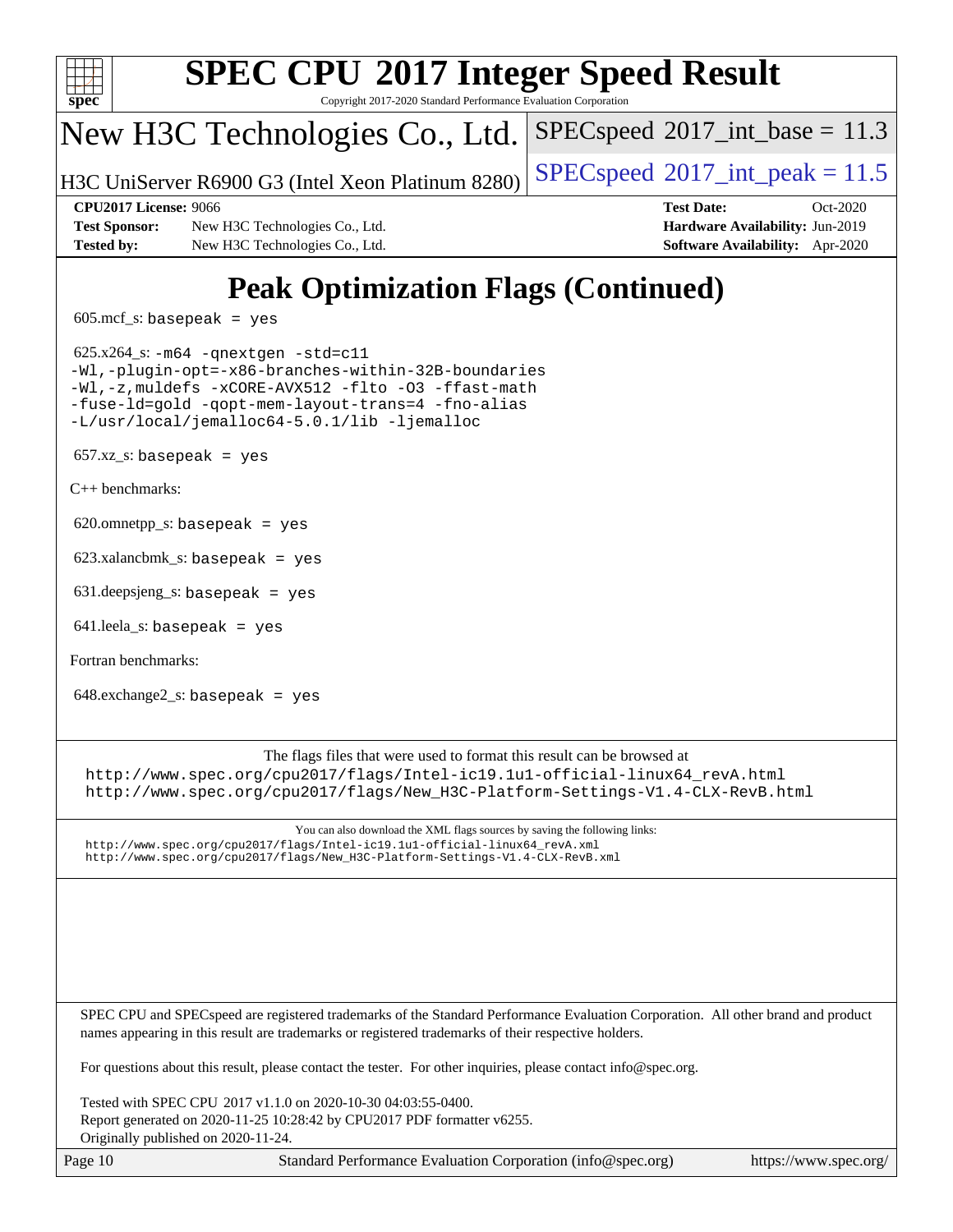# Peak Optimization Flags (Continued)

605.mcf_s: `basepeak = yes`

625.x264_s: `-m64 -qnextgen -std=c11 -Wl,-plugin-opt=-x86-branches-within-32B-boundaries -Wl,-z,muldefs -xCORE-AVX512 -flto -O3 -ffast-math -fuse-ld=gold -qopt-mem-layout-trans=4 -fno-alias -L/usr/local/jemalloc64-5.0.1/lib -ljemalloc`

657.xz_s: `basepeak = yes`

C++ benchmarks:

620.omnetpp_s: `basepeak = yes`

623.xalancbmk_s: `basepeak = yes`

631.deepsjeng_s: `basepeak = yes`

641.leela_s: `basepeak = yes`

Fortran benchmarks:

648.exchange2_s: `basepeak = yes`

The flags files that were used to format this result can be browsed at
http://www.spec.org/cpu2017/flags/Intel-ic19.1u1-official-linux64_revA.html
http://www.spec.org/cpu2017/flags/New_H3C-Platform-Settings-V1.4-CLX-RevB.html

You can also download the XML flags sources by saving the following links:
http://www.spec.org/cpu2017/flags/Intel-ic19.1u1-official-linux64_revA.xml
http://www.spec.org/cpu2017/flags/New_H3C-Platform-Settings-V1.4-CLX-RevB.xml

SPEC CPU and SPECspeed are registered trademarks of the Standard Performance Evaluation Corporation. All other brand and product names appearing in this result are trademarks or registered trademarks of their respective holders.

For questions about this result, please contact the tester. For other inquiries, please contact info@spec.org.

Tested with SPEC CPU 2017 v1.1.0 on 2020-10-30 04:03:55-0400.
Report generated on 2020-11-25 10:28:42 by CPU2017 PDF formatter v6255.
Originally published on 2020-11-24.